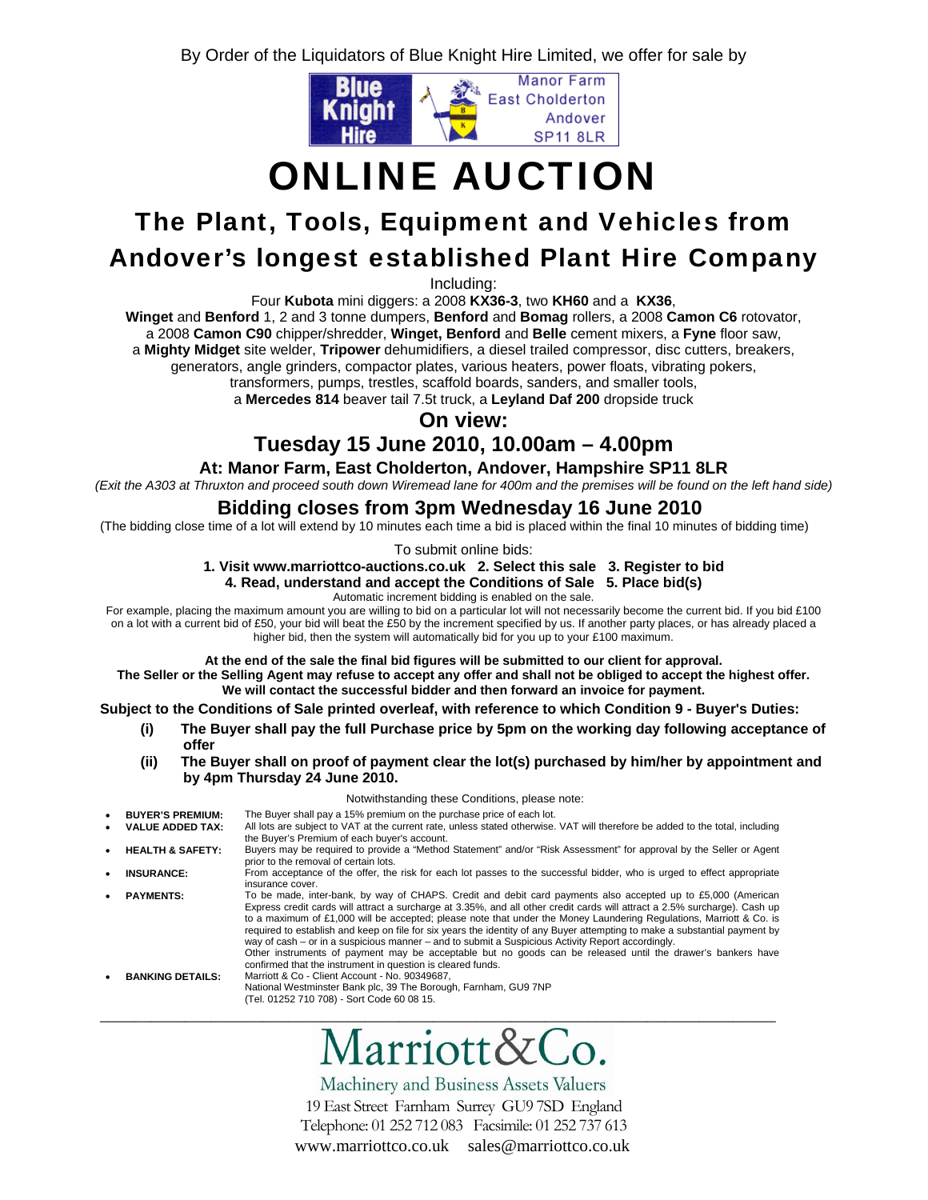By Order of the Liquidators of Blue Knight Hire Limited, we offer for sale by

Blue Knight Hire

Manor Farm
East Cholderton
Andover
SP11 8LR

# ONLINE AUCTION

## The Plant, Tools, Equipment and Vehicles from Andover's longest established Plant Hire Company

Including:

Four **Kubota** mini diggers: a 2008 **KX36-3**, two **KH60** and a **KX36**,
**Winget** and **Benford** 1, 2 and 3 tonne dumpers, **Benford** and **Bomag** rollers, a 2008 **Camon C6** rotovator,
a 2008 **Camon C90** chipper/shredder, **Winget, Benford** and **Belle** cement mixers, a **Fyne** floor saw,
a **Mighty Midget** site welder, **Tripower** dehumidifiers, a diesel trailed compressor, disc cutters, breakers,
generators, angle grinders, compactor plates, various heaters, power floats, vibrating pokers,
transformers, pumps, trestles, scaffold boards, sanders, and smaller tools,
a **Mercedes 814** beaver tail 7.5t truck, a **Leyland Daf 200** dropside truck

## On view:

## Tuesday 15 June 2010, 10.00am – 4.00pm

### At: Manor Farm, East Cholderton, Andover, Hampshire SP11 8LR

*(Exit the A303 at Thruxton and proceed south down Wiremead lane for 400m and the premises will be found on the left hand side)*

## Bidding closes from 3pm Wednesday 16 June 2010

(The bidding close time of a lot will extend by 10 minutes each time a bid is placed within the final 10 minutes of bidding time)

To submit online bids:

**1. Visit www.marriottco-auctions.co.uk 2. Select this sale 3. Register to bid**
**4. Read, understand and accept the Conditions of Sale 5. Place bid(s)**

Automatic increment bidding is enabled on the sale.

For example, placing the maximum amount you are willing to bid on a particular lot will not necessarily become the current bid. If you bid £100 on a lot with a current bid of £50, your bid will beat the £50 by the increment specified by us. If another party places, or has already placed a higher bid, then the system will automatically bid for you up to your £100 maximum.

**At the end of the sale the final bid figures will be submitted to our client for approval.**
**The Seller or the Selling Agent may refuse to accept any offer and shall not be obliged to accept the highest offer.**
**We will contact the successful bidder and then forward an invoice for payment.**

**Subject to the Conditions of Sale printed overleaf, with reference to which Condition 9 - Buyer's Duties:**

**(i) The Buyer shall pay the full Purchase price by 5pm on the working day following acceptance of offer**

**(ii) The Buyer shall on proof of payment clear the lot(s) purchased by him/her by appointment and by 4pm Thursday 24 June 2010.**

Notwithstanding these Conditions, please note:

- **BUYER'S PREMIUM:** The Buyer shall pay a 15% premium on the purchase price of each lot.
- **VALUE ADDED TAX:** All lots are subject to VAT at the current rate, unless stated otherwise. VAT will therefore be added to the total, including the Buyer's Premium of each buyer's account.
- **HEALTH & SAFETY:** Buyers may be required to provide a "Method Statement" and/or "Risk Assessment" for approval by the Seller or Agent prior to the removal of certain lots.
- **INSURANCE:** From acceptance of the offer, the risk for each lot passes to the successful bidder, who is urged to effect appropriate insurance cover.
- **PAYMENTS:** To be made, inter-bank, by way of CHAPS. Credit and debit card payments also accepted up to £5,000 (American Express credit cards will attract a surcharge at 3.35%, and all other credit cards will attract a 2.5% surcharge). Cash up to a maximum of £1,000 will be accepted; please note that under the Money Laundering Regulations, Marriott & Co. is required to establish and keep on file for six years the identity of any Buyer attempting to make a substantial payment by way of cash – or in a suspicious manner – and to submit a Suspicious Activity Report accordingly.
  Other instruments of payment may be acceptable but no goods can be released until the drawer's bankers have confirmed that the instrument in question is cleared funds.
- **BANKING DETAILS:** Marriott & Co - Client Account - No. 90349687,
  National Westminster Bank plc, 39 The Borough, Farnham, GU9 7NP
  (Tel. 01252 710 708) - Sort Code 60 08 15.

---

Marriott&Co.

Machinery and Business Assets Valuers

19 East Street Farnham Surrey GU9 7SD England
Telephone: 01 252 712 083 Facsimile: 01 252 737 613
www.marriottco.co.uk sales@marriottco.co.uk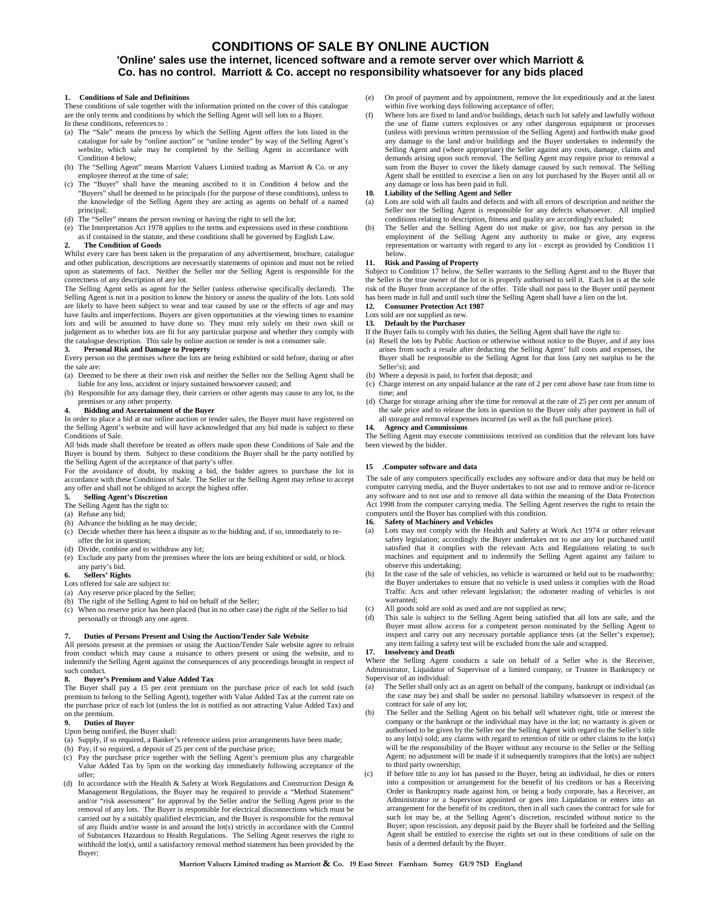# CONDITIONS OF SALE BY ONLINE AUCTION

## 'Online' sales use the internet, licenced software and a remote server over which Marriott & Co. has no control. Marriott & Co. accept no responsibility whatsoever for any bids placed

**1. Conditions of Sale and Definitions**

These conditions of sale together with the information printed on the cover of this catalogue are the only terms and conditions by which the Selling Agent will sell lots to a Buyer.

In these conditions, references to :

(a) The "Sale" means the process by which the Selling Agent offers the lots listed in the catalogue for sale by "online auction" or "online tender" by way of the Selling Agent's website, which sale may be completed by the Selling Agent in accordance with Condition 4 below;

(b) The "Selling Agent" means Marriott Valuers Limited trading as Marriott & Co. or any employee thereof at the time of sale;

(c) The "Buyer" shall have the meaning ascribed to it in Condition 4 below and the "Buyers" shall be deemed to be principals (for the purpose of these conditions), unless to the knowledge of the Selling Agent they are acting as agents on behalf of a named principal;

(d) The "Seller" means the person owning or having the right to sell the lot;

(e) The Interpretation Act 1978 applies to the terms and expressions used in these conditions as if contained in the statute, and these conditions shall be governed by English Law.

**2. The Condition of Goods**

Whilst every care has been taken in the preparation of any advertisement, brochure, catalogue and other publication, descriptions are necessarily statements of opinion and must not be relied upon as statements of fact. Neither the Seller nor the Selling Agent is responsible for the correctness of any description of any lot.

The Selling Agent sells as agent for the Seller (unless otherwise specifically declared). The Selling Agent is not in a position to know the history or assess the quality of the lots. Lots sold are likely to have been subject to wear and tear caused by use or the effects of age and may have faults and imperfections. Buyers are given opportunities at the viewing times to examine lots and will be assumed to have done so. They must rely solely on their own skill or judgement as to whether lots are fit for any particular purpose and whether they comply with the catalogue description. This sale by online auction or tender is not a consumer sale.

**3. Personal Risk and Damage to Property**

Every person on the premises where the lots are being exhibited or sold before, during or after the sale are:

(a) Deemed to be there at their own risk and neither the Seller nor the Selling Agent shall be liable for any loss, accident or injury sustained howsoever caused; and

(b) Responsible for any damage they, their carriers or other agents may cause to any lot, to the premises or any other property.

**4. Bidding and Ascertainment of the Buyer**

In order to place a bid at our online auction or tender sales, the Buyer must have registered on the Selling Agent's website and will have acknowledged that any bid made is subject to these Conditions of Sale.

All bids made shall therefore be treated as offers made upon these Conditions of Sale and the Buyer is bound by them. Subject to these conditions the Buyer shall be the party notified by the Selling Agent of the acceptance of that party's offer.

For the avoidance of doubt, by making a bid, the bidder agrees to purchase the lot in accordance with these Conditions of Sale. The Seller or the Selling Agent may refuse to accept any offer and shall not be obliged to accept the highest offer.

**5. Selling Agent's Discretion**

The Selling Agent has the right to:

(a) Refuse any bid;

(b) Advance the bidding as he may decide;

(c) Decide whether there has been a dispute as to the bidding and, if so, immediately to re-offer the lot in question;

(d) Divide, combine and to withdraw any lot;

(e) Exclude any party from the premises where the lots are being exhibited or sold, or block any party's bid.

**6. Sellers' Rights**

Lots offered for sale are subject to:

(a) Any reserve price placed by the Seller;

(b) The right of the Selling Agent to bid on behalf of the Seller;

(c) When no reserve price has been placed (but in no other case) the right of the Seller to bid personally or through any one agent.

**7. Duties of Persons Present and Using the Auction/Tender Sale Website**

All persons present at the premises or using the Auction/Tender Sale website agree to refrain from conduct which may cause a nuisance to others present or using the website, and to indemnify the Selling Agent against the consequences of any proceedings brought in respect of such conduct.

**8. Buyer's Premium and Value Added Tax**

The Buyer shall pay a 15 per cent premium on the purchase price of each lot sold (such premium to belong to the Selling Agent), together with Value Added Tax at the current rate on the purchase price of each lot (unless the lot is notified as not attracting Value Added Tax) and on the premium.

**9. Duties of Buyer**

Upon being notified, the Buyer shall:

(a) Supply, if so required, a Banker's reference unless prior arrangements have been made;

(b) Pay, if so required, a deposit of 25 per cent of the purchase price;

(c) Pay the purchase price together with the Selling Agent's premium plus any chargeable Value Added Tax by 5pm on the working day immediately following acceptance of the offer;

(d) In accordance with the Health & Safety at Work Regulations and Construction Design & Management Regulations, the Buyer may be required to provide a "Method Statement" and/or "risk assessment" for approval by the Seller and/or the Selling Agent prior to the removal of any lots. The Buyer is responsible for electrical disconnections which must be carried out by a suitably qualified electrician, and the Buyer is responsible for the removal of any fluids and/or waste in and around the lot(s) strictly in accordance with the Control of Substances Hazardous to Health Regulations. The Selling Agent reserves the right to withhold the lot(s), until a satisfactory removal method statement has been provided by the Buyer;

(e) On proof of payment and by appointment, remove the lot expeditiously and at the latest within five working days following acceptance of offer;

(f) Where lots are fixed to land and/or buildings, detach such lot safely and lawfully without the use of flame cutters explosives or any other dangerous equipment or processes (unless with previous written permission of the Selling Agent) and forthwith make good any damage to the land and/or buildings and the Buyer undertakes to indemnify the Selling Agent and (where appropriate) the Seller against any costs, damage, claims and demands arising upon such removal. The Selling Agent may require prior to removal a sum from the Buyer to cover the likely damage caused by such removal. The Selling Agent shall be entitled to exercise a lien on any lot purchased by the Buyer until all or any damage or loss has been paid in full.

**10. Liability of the Selling Agent and Seller**

(a) Lots are sold with all faults and defects and with all errors of description and neither the Seller nor the Selling Agent is responsible for any defects whatsoever. All implied conditions relating to description, fitness and quality are accordingly excluded;

(b) The Seller and the Selling Agent do not make or give, nor has any person in the employment of the Selling Agent any authority to make or give, any express representation or warranty with regard to any lot - except as provided by Condition 11 below.

**11. Risk and Passing of Property**

Subject to Condition 17 below, the Seller warrants to the Selling Agent and to the Buyer that the Seller is the true owner of the lot or is properly authorised to sell it. Each lot is at the sole risk of the Buyer from acceptance of the offer. Title shall not pass to the Buyer until payment has been made in full and until such time the Selling Agent shall have a lien on the lot.

**12. Consumer Protection Act 1987**

Lots sold are not supplied as new.

**13. Default by the Purchaser**

If the Buyer fails to comply with his duties, the Selling Agent shall have the right to:

(a) Resell the lots by Public Auction or otherwise without notice to the Buyer, and if any loss arises from such a resale after deducting the Selling Agent' full costs and expenses, the Buyer shall be responsible to the Selling Agent for that loss (any net surplus to be the Seller's); and

(b) Where a deposit is paid, to forfeit that deposit; and

(c) Charge interest on any unpaid balance at the rate of 2 per cent above base rate from time to time; and

(d) Charge for storage arising after the time for removal at the rate of 25 per cent per annum of the sale price and to release the lots in question to the Buyer only after payment in full of all storage and removal expenses incurred (as well as the full purchase price).

**14. Agency and Commissions**

The Selling Agent may execute commissions received on condition that the relevant lots have been viewed by the bidder.

**15 .Computer software and data**

The sale of any computers specifically excludes any software and/or data that may be held on computer carrying media, and the Buyer undertakes to not use and to remove and/or re-licence any software and to not use and to remove all data within the meaning of the Data Protection Act 1998 from the computer carrying media. The Selling Agent reserves the right to retain the computers until the Buyer has complied with this condition.

**16. Safety of Machinery and Vehicles**

(a) Lots may not comply with the Health and Safety at Work Act 1974 or other relevant safety legislation; accordingly the Buyer undertakes not to use any lot purchased until satisfied that it complies with the relevant Acts and Regulations relating to such machines and equipment and to indemnify the Selling Agent against any failure to observe this undertaking;

(b) In the case of the sale of vehicles, no vehicle is warranted or held out to be roadworthy; the Buyer undertakes to ensure that no vehicle is used unless it complies with the Road Traffic Acts and other relevant legislation; the odometer reading of vehicles is not warranted;

(c) All goods sold are sold as used and are not supplied as new;

(d) This sale is subject to the Selling Agent being satisfied that all lots are safe, and the Buyer must allow access for a competent person nominated by the Selling Agent to inspect and carry out any necessary portable appliance tests (at the Seller's expense); any item failing a safety test will be excluded from the sale and scrapped.

**17. Insolvency and Death**

Where the Selling Agent conducts a sale on behalf of a Seller who is the Receiver, Administrator, Liquidator of Supervisor of a limited company, or Trustee in Bankruptcy or Supervisor of an individual:

(a) The Seller shall only act as an agent on behalf of the company, bankrupt or individual (as the case may be) and shall be under no personal liability whatsoever in respect of the contract for sale of any lot;

(b) The Seller and the Selling Agent on his behalf sell whatever right, title or interest the company or the bankrupt or the individual may have in the lot; no warranty is given or authorised to be given by the Seller nor the Selling Agent with regard to the Seller's title to any lot(s) sold; any claims with regard to retention of title or other claims to the lot(s) will be the responsibility of the Buyer without any recourse to the Seller or the Selling Agent; no adjustment will be made if it subsequently transpires that the lot(s) are subject to third party ownership;

(c) If before title to any lot has passed to the Buyer, being an individual, he dies or enters into a composition or arrangement for the benefit of his creditors or has a Receiving Order in Bankruptcy made against him, or being a body corporate, has a Receiver, an Administrator or a Supervisor appointed or goes into Liquidation or enters into an arrangement for the benefit of its creditors, then in all such cases the contract for sale for such lot may be, at the Selling Agent's discretion, rescinded without notice to the Buyer; upon rescission, any deposit paid by the Buyer shall be forfeited and the Selling Agent shall be entitled to exercise the rights set out in these conditions of sale on the basis of a deemed default by the Buyer.

**Marriott Valuers Limited trading as Marriott & Co. 19 East Street Farnham Surrey GU9 7SD England**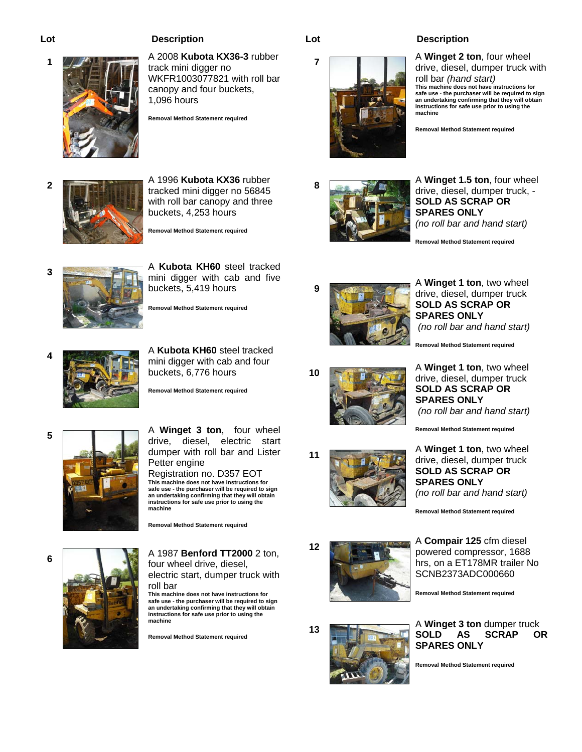| Lot | Description |
|---|---|
| 1 | A 2008 **Kubota KX36-3** rubber track mini digger no WKFR1003077821 with roll bar canopy and four buckets, 1,096 hours<br><br>**Removal Method Statement required** |
| 2 | A 1996 **Kubota KX36** rubber tracked mini digger no 56845 with roll bar canopy and three buckets, 4,253 hours<br><br>**Removal Method Statement required** |
| 3 | A **Kubota KH60** steel tracked mini digger with cab and five buckets, 5,419 hours<br><br>**Removal Method Statement required** |
| 4 | A **Kubota KH60** steel tracked mini digger with cab and four buckets, 6,776 hours<br><br>**Removal Method Statement required** |
| 5 | A **Winget 3 ton**, four wheel drive, diesel, electric start dumper with roll bar and Lister Petter engine<br>Registration no. D357 EOT<br>**This machine does not have instructions for safe use - the purchaser will be required to sign an undertaking confirming that they will obtain instructions for safe use prior to using the machine**<br><br>**Removal Method Statement required** |
| 6 | A 1987 **Benford TT2000** 2 ton, four wheel drive, diesel, electric start, dumper truck with roll bar<br>**This machine does not have instructions for safe use - the purchaser will be required to sign an undertaking confirming that they will obtain instructions for safe use prior to using the machine**<br><br>**Removal Method Statement required** |
| 7 | A **Winget 2 ton**, four wheel drive, diesel, dumper truck with roll bar *(hand start)*<br>**This machine does not have instructions for safe use - the purchaser will be required to sign an undertaking confirming that they will obtain instructions for safe use prior to using the machine**<br><br>**Removal Method Statement required** |
| 8 | A **Winget 1.5 ton**, four wheel drive, diesel, dumper truck, - **SOLD AS SCRAP OR SPARES ONLY**<br>*(no roll bar and hand start)*<br><br>**Removal Method Statement required** |
| 9 | A **Winget 1 ton**, two wheel drive, diesel, dumper truck **SOLD AS SCRAP OR SPARES ONLY**<br>*(no roll bar and hand start)*<br><br>**Removal Method Statement required** |
| 10 | A **Winget 1 ton**, two wheel drive, diesel, dumper truck **SOLD AS SCRAP OR SPARES ONLY**<br>*(no roll bar and hand start)*<br><br>**Removal Method Statement required** |
| 11 | A **Winget 1 ton**, two wheel drive, diesel, dumper truck **SOLD AS SCRAP OR SPARES ONLY**<br>*(no roll bar and hand start)*<br><br>**Removal Method Statement required** |
| 12 | A **Compair 125** cfm diesel powered compressor, 1688 hrs, on a ET178MR trailer No SCNB2373ADC000660<br><br>**Removal Method Statement required** |
| 13 | A **Winget 3 ton** dumper truck **SOLD AS SCRAP OR SPARES ONLY**<br><br>**Removal Method Statement required** |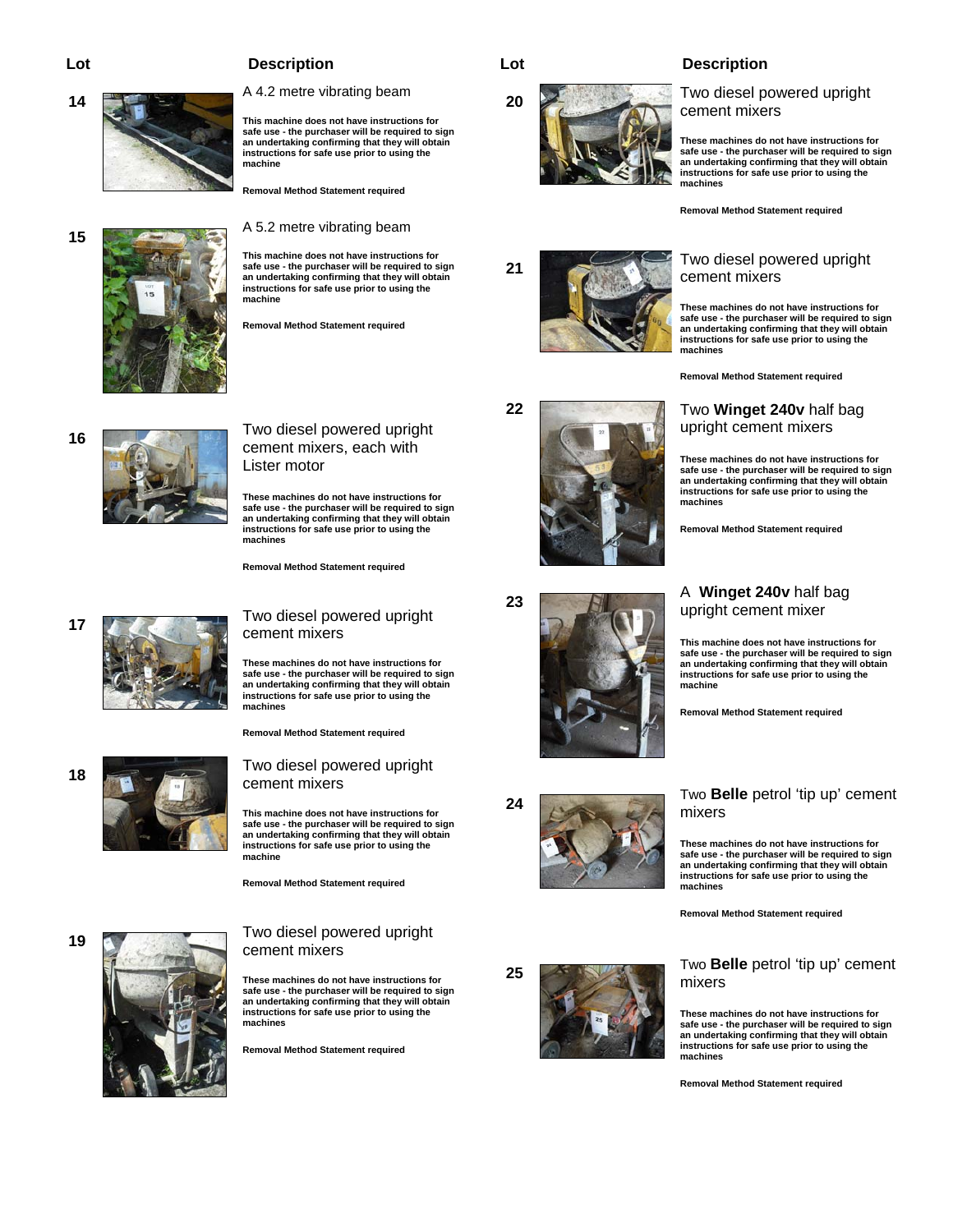| Lot | Description |
|---|---|
| 14 | A 4.2 metre vibrating beam<br><br>**This machine does not have instructions for safe use - the purchaser will be required to sign an undertaking confirming that they will obtain instructions for safe use prior to using the machine**<br><br>**Removal Method Statement required** |
| 15 | A 5.2 metre vibrating beam<br><br>**This machine does not have instructions for safe use - the purchaser will be required to sign an undertaking confirming that they will obtain instructions for safe use prior to using the machine**<br><br>**Removal Method Statement required** |
| 16 | Two diesel powered upright cement mixers, each with Lister motor<br><br>**These machines do not have instructions for safe use - the purchaser will be required to sign an undertaking confirming that they will obtain instructions for safe use prior to using the machines**<br><br>**Removal Method Statement required** |
| 17 | Two diesel powered upright cement mixers<br><br>**These machines do not have instructions for safe use - the purchaser will be required to sign an undertaking confirming that they will obtain instructions for safe use prior to using the machines**<br><br>**Removal Method Statement required** |
| 18 | Two diesel powered upright cement mixers<br><br>**This machine does not have instructions for safe use - the purchaser will be required to sign an undertaking confirming that they will obtain instructions for safe use prior to using the machine**<br><br>**Removal Method Statement required** |
| 19 | Two diesel powered upright cement mixers<br><br>**These machines do not have instructions for safe use - the purchaser will be required to sign an undertaking confirming that they will obtain instructions for safe use prior to using the machines**<br><br>**Removal Method Statement required** |
| 20 | Two diesel powered upright cement mixers<br><br>**These machines do not have instructions for safe use - the purchaser will be required to sign an undertaking confirming that they will obtain instructions for safe use prior to using the machines**<br><br>**Removal Method Statement required** |
| 21 | Two diesel powered upright cement mixers<br><br>**These machines do not have instructions for safe use - the purchaser will be required to sign an undertaking confirming that they will obtain instructions for safe use prior to using the machines**<br><br>**Removal Method Statement required** |
| 22 | Two **Winget 240v** half bag upright cement mixers<br><br>**These machines do not have instructions for safe use - the purchaser will be required to sign an undertaking confirming that they will obtain instructions for safe use prior to using the machines**<br><br>**Removal Method Statement required** |
| 23 | A **Winget 240v** half bag upright cement mixer<br><br>**This machine does not have instructions for safe use - the purchaser will be required to sign an undertaking confirming that they will obtain instructions for safe use prior to using the machine**<br><br>**Removal Method Statement required** |
| 24 | Two **Belle** petrol 'tip up' cement mixers<br><br>**These machines do not have instructions for safe use - the purchaser will be required to sign an undertaking confirming that they will obtain instructions for safe use prior to using the machines**<br><br>**Removal Method Statement required** |
| 25 | Two **Belle** petrol 'tip up' cement mixers<br><br>**These machines do not have instructions for safe use - the purchaser will be required to sign an undertaking confirming that they will obtain instructions for safe use prior to using the machines**<br><br>**Removal Method Statement required** |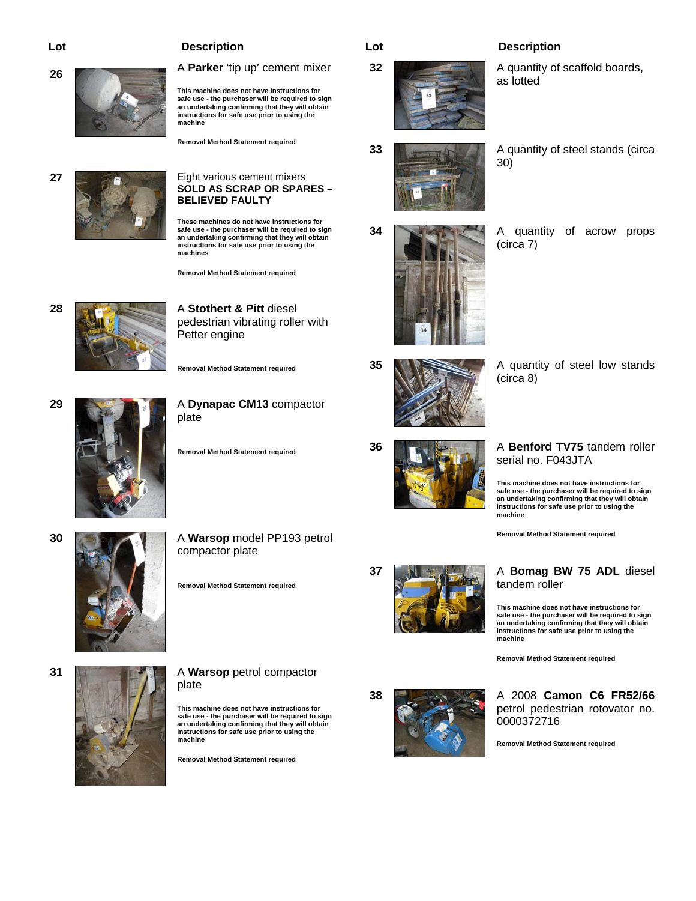| Lot | Description |
| --- | --- |
| 26 | A **Parker** 'tip up' cement mixer<br><br>**This machine does not have instructions for safe use - the purchaser will be required to sign an undertaking confirming that they will obtain instructions for safe use prior to using the machine**<br><br>**Removal Method Statement required** |
| 27 | Eight various cement mixers<br>**SOLD AS SCRAP OR SPARES – BELIEVED FAULTY**<br><br>**These machines do not have instructions for safe use - the purchaser will be required to sign an undertaking confirming that they will obtain instructions for safe use prior to using the machines**<br><br>**Removal Method Statement required** |
| 28 | A **Stothert & Pitt** diesel pedestrian vibrating roller with Petter engine<br><br>**Removal Method Statement required** |
| 29 | A **Dynapac CM13** compactor plate<br><br>**Removal Method Statement required** |
| 30 | A **Warsop** model PP193 petrol compactor plate<br><br>**Removal Method Statement required** |
| 31 | A **Warsop** petrol compactor plate<br><br>**This machine does not have instructions for safe use - the purchaser will be required to sign an undertaking confirming that they will obtain instructions for safe use prior to using the machine**<br><br>**Removal Method Statement required** |
| 32 | A quantity of scaffold boards, as lotted |
| 33 | A quantity of steel stands (circa 30) |
| 34 | A quantity of acrow props (circa 7) |
| 35 | A quantity of steel low stands (circa 8) |
| 36 | A **Benford TV75** tandem roller serial no. F043JTA<br><br>**This machine does not have instructions for safe use - the purchaser will be required to sign an undertaking confirming that they will obtain instructions for safe use prior to using the machine**<br><br>**Removal Method Statement required** |
| 37 | A **Bomag BW 75 ADL** diesel tandem roller<br><br>**This machine does not have instructions for safe use - the purchaser will be required to sign an undertaking confirming that they will obtain instructions for safe use prior to using the machine**<br><br>**Removal Method Statement required** |
| 38 | A 2008 **Camon C6 FR52/66** petrol pedestrian rotovator no. 0000372716<br><br>**Removal Method Statement required** |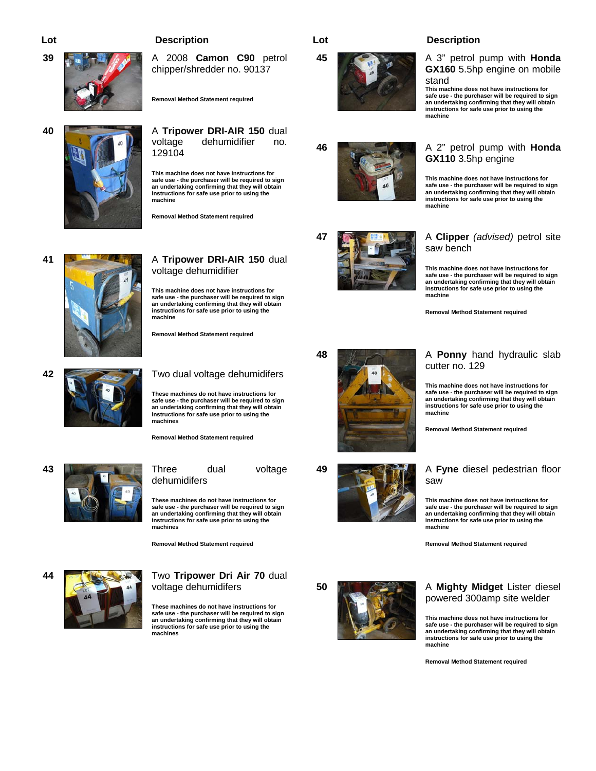| Lot | Description |
|---|---|
| 39 | A 2008 **Camon C90** petrol chipper/shredder no. 90137<br><br>**Removal Method Statement required** |
| 40 | A **Tripower DRI-AIR 150** dual voltage dehumidifier no. 129104<br><br>**This machine does not have instructions for safe use - the purchaser will be required to sign an undertaking confirming that they will obtain instructions for safe use prior to using the machine**<br><br>**Removal Method Statement required** |
| 41 | A **Tripower DRI-AIR 150** dual voltage dehumidifier<br><br>**This machine does not have instructions for safe use - the purchaser will be required to sign an undertaking confirming that they will obtain instructions for safe use prior to using the machine**<br><br>**Removal Method Statement required** |
| 42 | Two dual voltage dehumidifers<br><br>**These machines do not have instructions for safe use - the purchaser will be required to sign an undertaking confirming that they will obtain instructions for safe use prior to using the machines**<br><br>**Removal Method Statement required** |
| 43 | Three dual voltage dehumidifers<br><br>**These machines do not have instructions for safe use - the purchaser will be required to sign an undertaking confirming that they will obtain instructions for safe use prior to using the machines**<br><br>**Removal Method Statement required** |
| 44 | Two **Tripower Dri Air 70** dual voltage dehumidifers<br><br>**These machines do not have instructions for safe use - the purchaser will be required to sign an undertaking confirming that they will obtain instructions for safe use prior to using the machines** |
| 45 | A 3" petrol pump with **Honda GX160** 5.5hp engine on mobile stand<br>**This machine does not have instructions for safe use - the purchaser will be required to sign an undertaking confirming that they will obtain instructions for safe use prior to using the machine** |
| 46 | A 2" petrol pump with **Honda GX110** 3.5hp engine<br><br>**This machine does not have instructions for safe use - the purchaser will be required to sign an undertaking confirming that they will obtain instructions for safe use prior to using the machine** |
| 47 | A **Clipper** *(advised)* petrol site saw bench<br><br>**This machine does not have instructions for safe use - the purchaser will be required to sign an undertaking confirming that they will obtain instructions for safe use prior to using the machine**<br><br>**Removal Method Statement required** |
| 48 | A **Ponny** hand hydraulic slab cutter no. 129<br><br>**This machine does not have instructions for safe use - the purchaser will be required to sign an undertaking confirming that they will obtain instructions for safe use prior to using the machine**<br><br>**Removal Method Statement required** |
| 49 | A **Fyne** diesel pedestrian floor saw<br><br>**This machine does not have instructions for safe use - the purchaser will be required to sign an undertaking confirming that they will obtain instructions for safe use prior to using the machine**<br><br>**Removal Method Statement required** |
| 50 | A **Mighty Midget** Lister diesel powered 300amp site welder<br><br>**This machine does not have instructions for safe use - the purchaser will be required to sign an undertaking confirming that they will obtain instructions for safe use prior to using the machine**<br><br>**Removal Method Statement required** |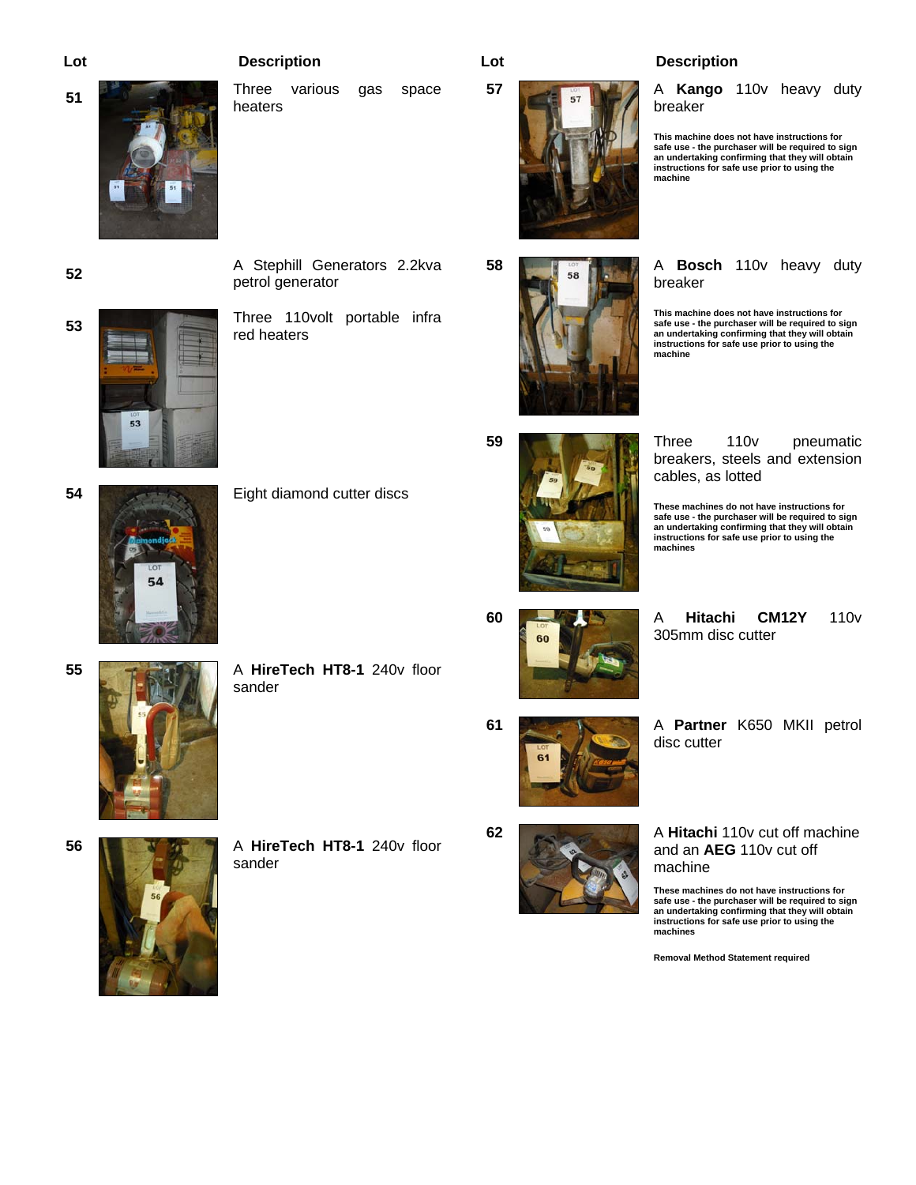| Lot | Description |
|---|---|
| 51 | Three various gas space heaters |
| 52 | A Stephill Generators 2.2kva petrol generator |
| 53 | Three 110volt portable infra red heaters |
| 54 | Eight diamond cutter discs |
| 55 | A **HireTech HT8-1** 240v floor sander |
| 56 | A **HireTech HT8-1** 240v floor sander |
| 57 | A **Kango** 110v heavy duty breaker<br><br>**This machine does not have instructions for safe use - the purchaser will be required to sign an undertaking confirming that they will obtain instructions for safe use prior to using the machine** |
| 58 | A **Bosch** 110v heavy duty breaker<br><br>**This machine does not have instructions for safe use - the purchaser will be required to sign an undertaking confirming that they will obtain instructions for safe use prior to using the machine** |
| 59 | Three 110v pneumatic breakers, steels and extension cables, as lotted<br><br>**These machines do not have instructions for safe use - the purchaser will be required to sign an undertaking confirming that they will obtain instructions for safe use prior to using the machines** |
| 60 | A **Hitachi CM12Y** 110v 305mm disc cutter |
| 61 | A **Partner** K650 MKII petrol disc cutter |
| 62 | A **Hitachi** 110v cut off machine and an **AEG** 110v cut off machine<br><br>**These machines do not have instructions for safe use - the purchaser will be required to sign an undertaking confirming that they will obtain instructions for safe use prior to using the machines**<br><br>**Removal Method Statement required** |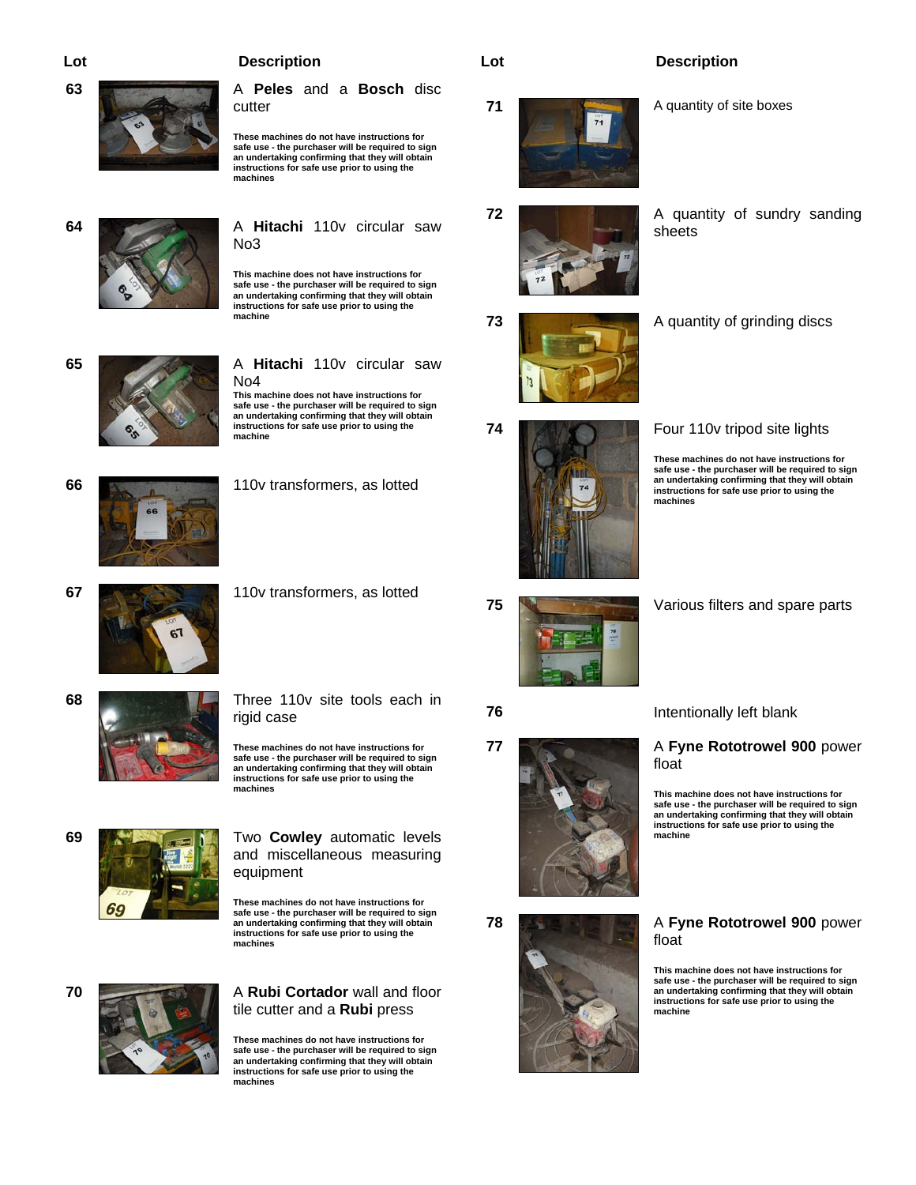| Lot | Description |
|---|---|
| 63 | A **Peles** and a **Bosch** disc cutter<br><br>**These machines do not have instructions for safe use - the purchaser will be required to sign an undertaking confirming that they will obtain instructions for safe use prior to using the machines** |
| 64 | A **Hitachi** 110v circular saw No3<br><br>**This machine does not have instructions for safe use - the purchaser will be required to sign an undertaking confirming that they will obtain instructions for safe use prior to using the machine** |
| 65 | A **Hitachi** 110v circular saw No4<br><br>**This machine does not have instructions for safe use - the purchaser will be required to sign an undertaking confirming that they will obtain instructions for safe use prior to using the machine** |
| 66 | 110v transformers, as lotted |
| 67 | 110v transformers, as lotted |
| 68 | Three 110v site tools each in rigid case<br><br>**These machines do not have instructions for safe use - the purchaser will be required to sign an undertaking confirming that they will obtain instructions for safe use prior to using the machines** |
| 69 | Two **Cowley** automatic levels and miscellaneous measuring equipment<br><br>**These machines do not have instructions for safe use - the purchaser will be required to sign an undertaking confirming that they will obtain instructions for safe use prior to using the machines** |
| 70 | A **Rubi Cortador** wall and floor tile cutter and a **Rubi** press<br><br>**These machines do not have instructions for safe use - the purchaser will be required to sign an undertaking confirming that they will obtain instructions for safe use prior to using the machines** |
| 71 | A quantity of site boxes |
| 72 | A quantity of sundry sanding sheets |
| 73 | A quantity of grinding discs |
| 74 | Four 110v tripod site lights<br><br>**These machines do not have instructions for safe use - the purchaser will be required to sign an undertaking confirming that they will obtain instructions for safe use prior to using the machines** |
| 75 | Various filters and spare parts |
| 76 | Intentionally left blank |
| 77 | A **Fyne Rototrowel 900** power float<br><br>**This machine does not have instructions for safe use - the purchaser will be required to sign an undertaking confirming that they will obtain instructions for safe use prior to using the machine** |
| 78 | A **Fyne Rototrowel 900** power float<br><br>**This machine does not have instructions for safe use - the purchaser will be required to sign an undertaking confirming that they will obtain instructions for safe use prior to using the machine** |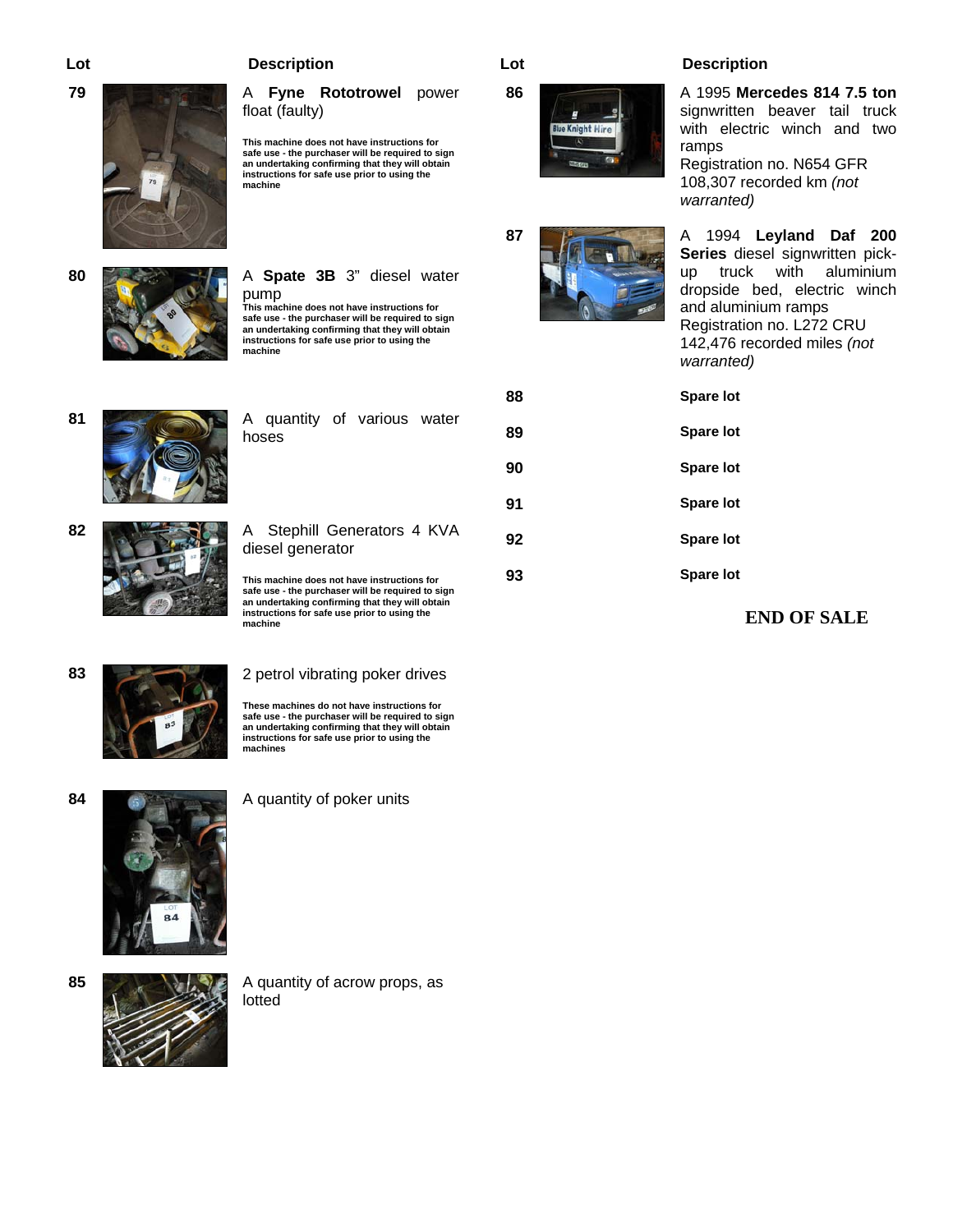| Lot | Description |
|---|---|
| 79 | A **Fyne Rototrowel** power float (faulty)<br><br>**This machine does not have instructions for safe use - the purchaser will be required to sign an undertaking confirming that they will obtain instructions for safe use prior to using the machine** |
| 80 | A **Spate 3B** 3" diesel water pump<br>**This machine does not have instructions for safe use - the purchaser will be required to sign an undertaking confirming that they will obtain instructions for safe use prior to using the machine** |
| 81 | A quantity of various water hoses |
| 82 | A Stephill Generators 4 KVA diesel generator<br><br>**This machine does not have instructions for safe use - the purchaser will be required to sign an undertaking confirming that they will obtain instructions for safe use prior to using the machine** |
| 83 | 2 petrol vibrating poker drives<br><br>**These machines do not have instructions for safe use - the purchaser will be required to sign an undertaking confirming that they will obtain instructions for safe use prior to using the machines** |
| 84 | A quantity of poker units |
| 85 | A quantity of acrow props, as lotted |
| 86 | A 1995 **Mercedes 814 7.5 ton** signwritten beaver tail truck with electric winch and two ramps<br>Registration no. N654 GFR<br>108,307 recorded km *(not warranted)* |
| 87 | A 1994 **Leyland Daf 200 Series** diesel signwritten pick-up truck with aluminium dropside bed, electric winch and aluminium ramps<br>Registration no. L272 CRU<br>142,476 recorded miles *(not warranted)* |
| 88 | **Spare lot** |
| 89 | **Spare lot** |
| 90 | **Spare lot** |
| 91 | **Spare lot** |
| 92 | **Spare lot** |
| 93 | **Spare lot** |

**END OF SALE**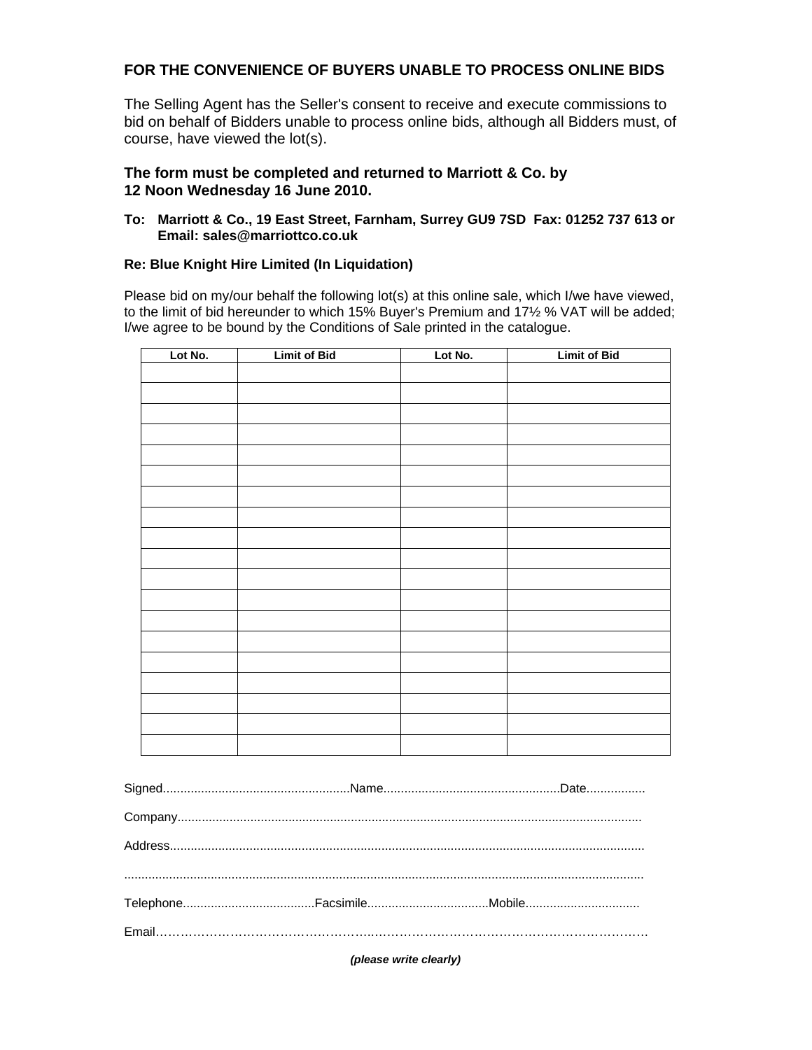## FOR THE CONVENIENCE OF BUYERS UNABLE TO PROCESS ONLINE BIDS

The Selling Agent has the Seller's consent to receive and execute commissions to bid on behalf of Bidders unable to process online bids, although all Bidders must, of course, have viewed the lot(s).

**The form must be completed and returned to Marriott & Co. by 12 Noon Wednesday 16 June 2010.**

**To: Marriott & Co., 19 East Street, Farnham, Surrey GU9 7SD Fax: 01252 737 613 or Email: sales@marriottco.co.uk**

**Re: Blue Knight Hire Limited (In Liquidation)**

Please bid on my/our behalf the following lot(s) at this online sale, which I/we have viewed, to the limit of bid hereunder to which 15% Buyer's Premium and 17½ % VAT will be added; I/we agree to be bound by the Conditions of Sale printed in the catalogue.

| Lot No. | Limit of Bid | Lot No. | Limit of Bid |
|---|---|---|---|
| | | | |
| | | | |
| | | | |
| | | | |
| | | | |
| | | | |
| | | | |
| | | | |
| | | | |
| | | | |
| | | | |
| | | | |
| | | | |
| | | | |
| | | | |
| | | | |
| | | | |
| | | | |
| | | | |

Signed......................................................Name...................................................Date.................

Company.....................................................................................................................................

Address.......................................................................................................................................

...................................................................................................................................................

Telephone......................................Facsimile...................................Mobile.................................

Email……………………………………………..……………………………………………………………

*(please write clearly)*